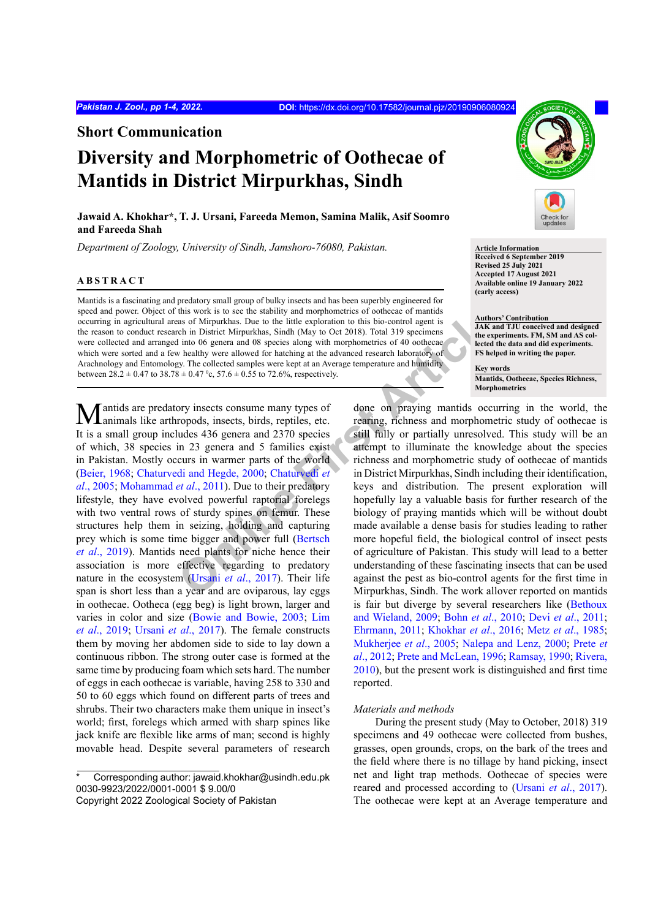## Short Communication

# Diversity and Morphometric of Oothecae of Mantids in District Mirpurkhas, Sindh

**Jawaid A. Khokhar*, T. J. Ursani, Fareeda Memon, Samina Malik, Asif Soomro and Fareeda Shah**

*Department of Zoology, University of Sindh, Jamshoro-76080, Pakistan.*

**Article Information**
**Received 6 September 2019**
**Revised 25 July 2021**
**Accepted 17 August 2021**
**Available online 19 January 2022 (early access)**

**Authors' Contribution**
**JAK and TJU conceived and designed the experiments. FM, SM and AS collected the data and did experiments. FS helped in writing the paper.**

**Key words**
**Mantids, Oothecae, Species Richness, Morphometrics**

## ABSTRACT

Mantids is a fascinating and predatory small group of bulky insects and has been superbly engineered for speed and power. Object of this work is to see the stability and morphometrics of oothecae of mantids occurring in agricultural areas of Mirpurkhas. Due to the little exploration to this bio-control agent is the reason to conduct research in District Mirpurkhas, Sindh (May to Oct 2018). Total 319 specimens were collected and arranged into 06 genera and 08 species along with morphometrics of 40 oothecae which were sorted and a few healthy were allowed for hatching at the advanced research laboratory of Arachnology and Entomology. The collected samples were kept at an Average temperature and humidity between 28.2 ± 0.47 to 38.78 ± 0.47 $^{o}$c, 57.6 ± 0.55 to 72.6%, respectively.

Mantids are predatory insects consume many types of animals like arthropods, insects, birds, reptiles, etc. It is a small group includes 436 genera and 2370 species of which, 38 species in 23 genera and 5 families exist in Pakistan. Mostly occurs in warmer parts of the world (Beier, 1968; Chaturvedi and Hegde, 2000; Chaturvedi *et al*., 2005; Mohammad *et al*., 2011). Due to their predatory lifestyle, they have evolved powerful raptorial forelegs with two ventral rows of sturdy spines on femur. These structures help them in seizing, holding and capturing prey which is some time bigger and power full (Bertsch *et al*., 2019). Mantids need plants for niche hence their association is more effective regarding to predatory nature in the ecosystem (Ursani *et al*., 2017). Their life span is short less than a year and are oviparous, lay eggs in oothecae. Ootheca (egg beg) is light brown, larger and varies in color and size (Bowie and Bowie, 2003; Lim *et al*., 2019; Ursani *et al*., 2017). The female constructs them by moving her abdomen side to side to lay down a continuous ribbon. The strong outer case is formed at the same time by producing foam which sets hard. The number of eggs in each oothecae is variable, having 258 to 330 and 50 to 60 eggs which found on different parts of trees and shrubs. Their two character makes them unique in insect's world; first, forelegs which armed with sharp spines like jack knife are flexible like arms of man; second is highly movable head. Despite several parameters of research done on praying mantids occurring in the world, the rearing, richness and morphometric study of oothecae is still fully or partially unresolved. This study will be an attempt to illuminate the knowledge about the species richness and morphometric study of oothecae of mantids in District Mirpurkhas, Sindh including their identification, keys and distribution. The present exploration will hopefully lay a valuable basis for further research of the biology of praying mantids which will be without doubt made available a dense basis for studies leading to rather more hopeful field, the biological control of insect pests of agriculture of Pakistan. This study will lead to a better understanding of these fascinating insects that can be used against the pest as bio-control agents for the first time in Mirpurkhas, Sindh. The work allover reported on mantids is fair but diverge by several researchers like (Bethoux and Wieland, 2009; Bohn *et al*., 2010; Devi *et al*., 2011; Ehrmann, 2011; Khokhar *et al*., 2016; Metz *et al*., 1985; Mukherjee *et al*., 2005; Nalepa and Lenz, 2000; Prete *et al*., 2012; Prete and McLean, 1996; Ramsay, 1990; Rivera, 2010), but the present work is distinguished and first time reported.

*Materials and methods*

During the present study (May to October, 2018) 319 specimens and 49 oothecae were collected from bushes, grasses, open grounds, crops, on the bark of the trees and the field where there is no tillage by hand picking, insect net and light trap methods. Oothecae of species were reared and processed according to (Ursani *et al*., 2017). The oothecae were kept at an Average temperature and

\* Corresponding author: jawaid.khokhar@usindh.edu.pk
0030-9923/2022/0001-0001 $ 9.00/0
Copyright 2022 Zoological Society of Pakistan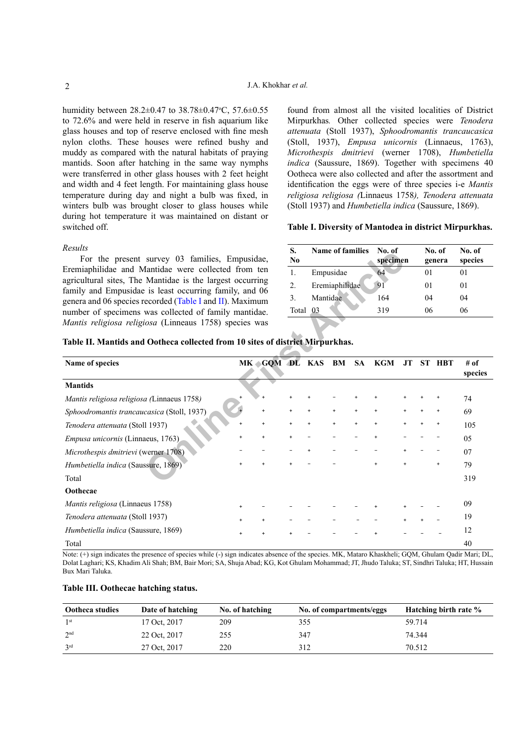humidity between 28.2±0.47 to 38.78±0.47°C, 57.6±0.55 to 72.6% and were held in reserve in fish aquarium like glass houses and top of reserve enclosed with fine mesh nylon cloths. These houses were refined bushy and muddy as compared with the natural habitats of praying mantids. Soon after hatching in the same way nymphs were transferred in other glass houses with 2 feet height and width and 4 feet length. For maintaining glass house temperature during day and night a bulb was fixed, in winters bulb was brought closer to glass houses while during hot temperature it was maintained on distant or switched off.

*Results*

For the present survey 03 families, Empusidae, Eremiaphilidae and Mantidae were collected from ten agricultural sites, The Mantidae is the largest occurring family and Empusidae is least occurring family, and 06 genera and 06 species recorded (Table I and II). Maximum number of specimens was collected of family mantidae. *Mantis religiosa religiosa* (Linneaus 1758) species was found from almost all the visited localities of District Mirpurkhas. Other collected species were *Tenodera attenuata* (Stoll 1937), *Sphodromantis trancaucasica* (Stoll, 1937), *Empusa unicornis* (Linnaeus, 1763), *Microthespis dmitrievi* (werner 1708), *Humbetiella indica* (Saussure, 1869). Together with specimens 40 Ootheca were also collected and after the assortment and identification the eggs were of three species i-e *Mantis religiosa religiosa (*Linnaeus 1758*), Tenodera attenuata* (Stoll 1937) and *Humbetiella indica* (Saussure, 1869).

**Table I. Diversity of Mantodea in district Mirpurkhas.**

| S. No | Name of families | No. of specimen | No. of genera | No. of species |
|---|---|---|---|---|
| 1. | Empusidae | 64 | 01 | 01 |
| 2. | Eremiaphilidae | 91 | 01 | 01 |
| 3. | Mantidae | 164 | 04 | 04 |
| Total | 03 | 319 | 06 | 06 |

**Table II. Mantids and Ootheca collected from 10 sites of district Mirpurkhas.**

| Name of species | MK | GQM | DL | KAS | BM | SA | KGM | JT | ST | HBT | # of species |
|---|---|---|---|---|---|---|---|---|---|---|---|
| **Mantids** | | | | | | | | | | | |
| *Mantis religiosa religiosa (*Linnaeus 1758*)* | + | + | + | + | − | + | + | + | + | + | 74 |
| *Sphodromantis trancaucasica* (Stoll, 1937) | + | + | + | + | + | + | + | + | + | + | 69 |
| *Tenodera attenuata* (Stoll 1937) | + | + | + | + | + | + | + | + | + | + | 105 |
| *Empusa unicornis* (Linnaeus, 1763) | + | + | + | − | − | − | + | − | − | − | 05 |
| *Microthespis dmitrievi* (werner 1708) | − | − | − | + | − | − | − | + | − | − | 07 |
| *Humbetiella indica* (Saussure, 1869) | + | + | + | − | − | | + | + | | + | 79 |
| Total | | | | | | | | | | | 319 |
| **Oothecae** | | | | | | | | | | | |
| *Mantis religiosa* (Linnaeus 1758) | + | − | − | − | − | − | + | + | − | − | 09 |
| *Tenodera attenuata* (Stoll 1937) | + | + | − | − | − | − | − | + | + | − | 19 |
| *Humbetiella indica* (Saussure, 1869) | + | + | + | − | − | − | + | − | − | − | 12 |
| Total | | | | | | | | | | | 40 |

Note: (+) sign indicates the presence of species while (-) sign indicates absence of the species. MK, Mataro Khaskheli; GQM, Ghulam Qadir Mari; DL, Dolat Laghari; KS, Khadim Ali Shah; BM, Bair Mori; SA, Shuja Abad; KG, Kot Ghulam Mohammad; JT, Jhudo Taluka; ST, Sindhri Taluka; HT, Hussain Bux Mari Taluka.

**Table III. Oothecae hatching status.**

| Ootheca studies | Date of hatching | No. of hatching | No. of compartments/eggs | Hatching birth rate % |
|---|---|---|---|---|
| 1st | 17 Oct, 2017 | 209 | 355 | 59.714 |
| 2nd | 22 Oct, 2017 | 255 | 347 | 74.344 |
| 3rd | 27 Oct, 2017 | 220 | 312 | 70.512 |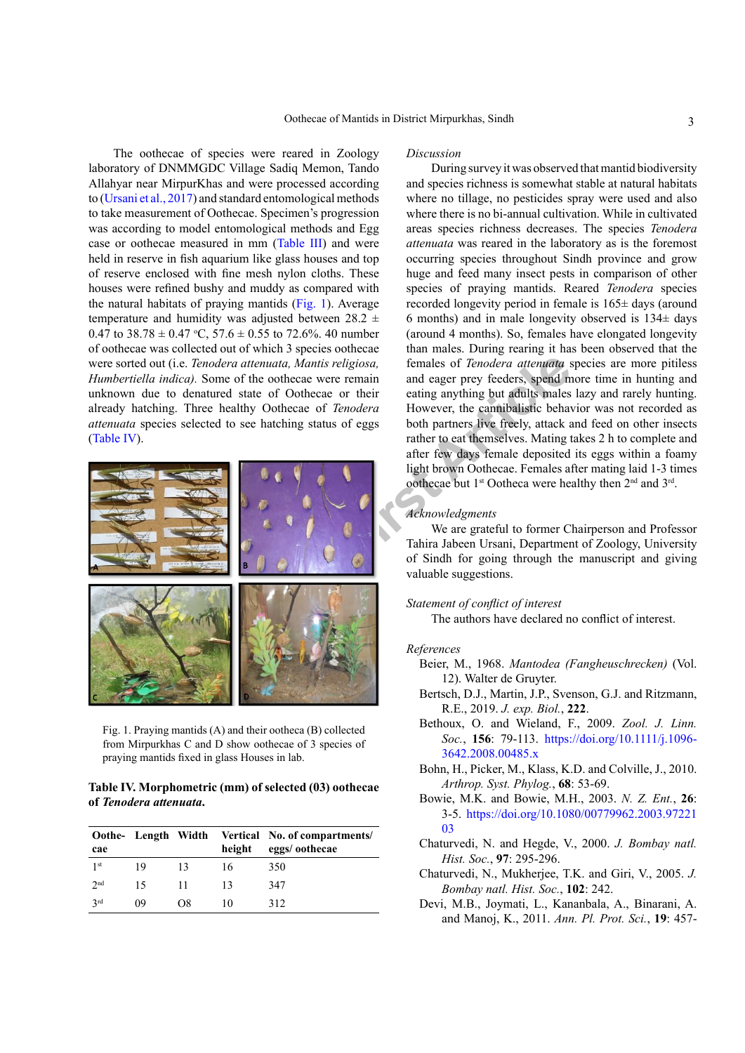The oothecae of species were reared in Zoology laboratory of DNMMGDC Village Sadiq Memon, Tando Allahyar near MirpurKhas and were processed according to (Ursani et al., 2017) and standard entomological methods to take measurement of Oothecae. Specimen's progression was according to model entomological methods and Egg case or oothecae measured in mm (Table III) and were held in reserve in fish aquarium like glass houses and top of reserve enclosed with fine mesh nylon cloths. These houses were refined bushy and muddy as compared with the natural habitats of praying mantids (Fig. 1). Average temperature and humidity was adjusted between 28.2 ± 0.47 to 38.78 ± 0.47 °C, 57.6 ± 0.55 to 72.6%. 40 number of oothecae was collected out of which 3 species oothecae were sorted out (i.e. *Tenodera attenuata, Mantis religiosa, Humbertiella indica).* Some of the oothecae were remain unknown due to denatured state of Oothecae or their already hatching. Three healthy Oothecae of *Tenodera attenuata* species selected to see hatching status of eggs (Table IV).

Fig. 1. Praying mantids (A) and their ootheca (B) collected from Mirpurkhas C and D show oothecae of 3 species of praying mantids fixed in glass Houses in lab.

**Table IV. Morphometric (mm) of selected (03) oothecae of *Tenodera attenuata*.**

| Oothecae | Length | Width | Vertical height | No. of compartments/ eggs/ oothecae |
|---|---|---|---|---|
| 1st | 19 | 13 | 16 | 350 |
| 2nd | 15 | 11 | 13 | 347 |
| 3rd | 09 | O8 | 10 | 312 |

*Discussion*

During survey it was observed that mantid biodiversity and species richness is somewhat stable at natural habitats where no tillage, no pesticides spray were used and also where there is no bi-annual cultivation. While in cultivated areas species richness decreases. The species *Tenodera attenuata* was reared in the laboratory as is the foremost occurring species throughout Sindh province and grow huge and feed many insect pests in comparison of other species of praying mantids. Reared *Tenodera* species recorded longevity period in female is 165± days (around 6 months) and in male longevity observed is 134± days (around 4 months). So, females have elongated longevity than males. During rearing it has been observed that the females of *Tenodera attenuata* species are more pitiless and eager prey feeders, spend more time in hunting and eating anything but adults males lazy and rarely hunting. However, the cannibalistic behavior was not recorded as both partners live freely, attack and feed on other insects rather to eat themselves. Mating takes 2 h to complete and after few days female deposited its eggs within a foamy light brown Oothecae. Females after mating laid 1-3 times oothecae but 1st Ootheca were healthy then 2nd and 3rd.

*Acknowledgments*

We are grateful to former Chairperson and Professor Tahira Jabeen Ursani, Department of Zoology, University of Sindh for going through the manuscript and giving valuable suggestions.

*Statement of conflict of interest*

The authors have declared no conflict of interest.

*References*

Beier, M., 1968. *Mantodea (Fangheuschrecken)* (Vol. 12). Walter de Gruyter.

Bertsch, D.J., Martin, J.P., Svenson, G.J. and Ritzmann, R.E., 2019. *J. exp. Biol.*, **222**.

Bethoux, O. and Wieland, F., 2009. *Zool. J. Linn. Soc.*, **156**: 79-113. https://doi.org/10.1111/j.1096-3642.2008.00485.x

Bohn, H., Picker, M., Klass, K.D. and Colville, J., 2010. *Arthrop. Syst. Phylog.*, **68**: 53-69.

Bowie, M.K. and Bowie, M.H., 2003. *N. Z. Ent.*, **26**: 3-5. https://doi.org/10.1080/00779962.2003.9722103

Chaturvedi, N. and Hegde, V., 2000. *J. Bombay natl. Hist. Soc.*, **97**: 295-296.

Chaturvedi, N., Mukherjee, T.K. and Giri, V., 2005. *J. Bombay natl. Hist. Soc.*, **102**: 242.

Devi, M.B., Joymati, L., Kananbala, A., Binarani, A. and Manoj, K., 2011. *Ann. Pl. Prot. Sci.*, **19**: 457-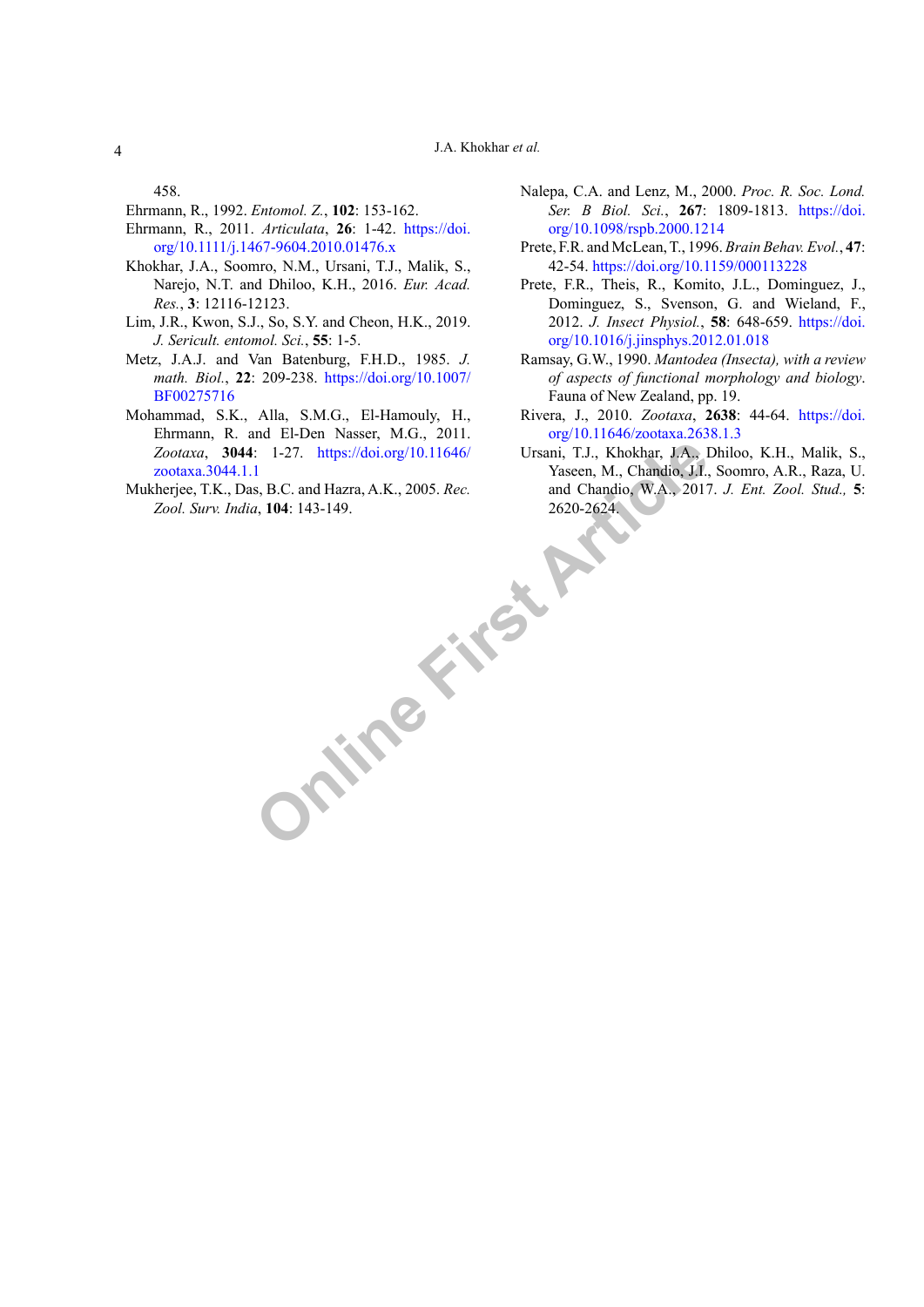458.

Ehrmann, R., 1992. *Entomol. Z.*, **102**: 153-162.

Ehrmann, R., 2011. *Articulata*, **26**: 1-42. https://doi.org/10.1111/j.1467-9604.2010.01476.x

Khokhar, J.A., Soomro, N.M., Ursani, T.J., Malik, S., Narejo, N.T. and Dhiloo, K.H., 2016. *Eur. Acad. Res.*, **3**: 12116-12123.

Lim, J.R., Kwon, S.J., So, S.Y. and Cheon, H.K., 2019. *J. Sericult. entomol. Sci.*, **55**: 1-5.

Metz, J.A.J. and Van Batenburg, F.H.D., 1985. *J. math. Biol.*, **22**: 209-238. https://doi.org/10.1007/BF00275716

Mohammad, S.K., Alla, S.M.G., El-Hamouly, H., Ehrmann, R. and El-Den Nasser, M.G., 2011. *Zootaxa*, **3044**: 1-27. https://doi.org/10.11646/zootaxa.3044.1.1

Mukherjee, T.K., Das, B.C. and Hazra, A.K., 2005. *Rec. Zool. Surv. India*, **104**: 143-149.

Nalepa, C.A. and Lenz, M., 2000. *Proc. R. Soc. Lond. Ser. B Biol. Sci.*, **267**: 1809-1813. https://doi.org/10.1098/rspb.2000.1214

Prete, F.R. and McLean, T., 1996. *Brain Behav. Evol.*, **47**: 42-54. https://doi.org/10.1159/000113228

Prete, F.R., Theis, R., Komito, J.L., Dominguez, J., Dominguez, S., Svenson, G. and Wieland, F., 2012. *J. Insect Physiol.*, **58**: 648-659. https://doi.org/10.1016/j.jinsphys.2012.01.018

Ramsay, G.W., 1990. *Mantodea (Insecta), with a review of aspects of functional morphology and biology*. Fauna of New Zealand, pp. 19.

Rivera, J., 2010. *Zootaxa*, **2638**: 44-64. https://doi.org/10.11646/zootaxa.2638.1.3

Ursani, T.J., Khokhar, J.A., Dhiloo, K.H., Malik, S., Yaseen, M., Chandio, J.I., Soomro, A.R., Raza, U. and Chandio, W.A., 2017. *J. Ent. Zool. Stud.*, **5**: 2620-2624.